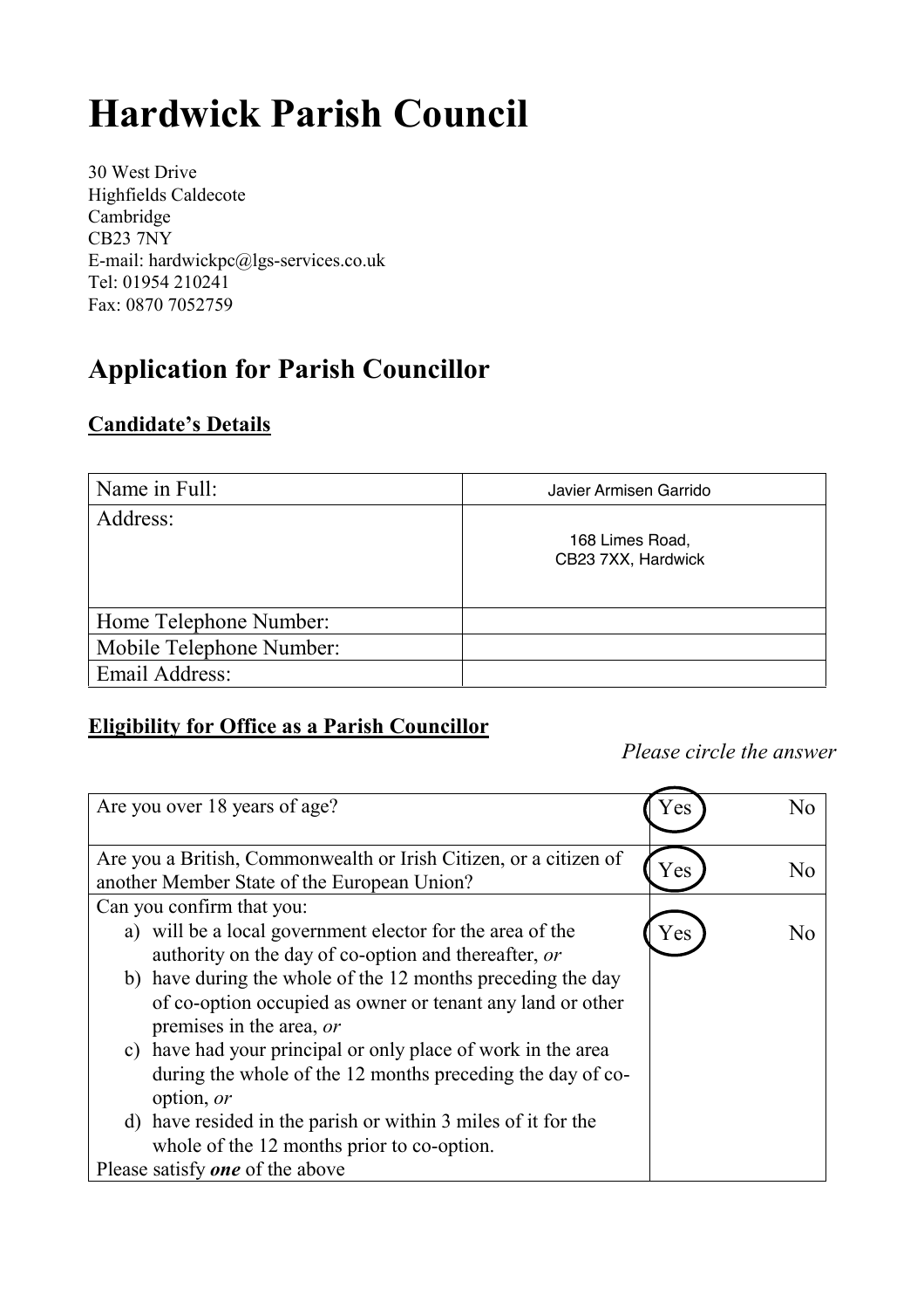# Hardwick Parish Council

30 West Drive
Highfields Caldecote
Cambridge
CB23 7NY
E-mail: hardwickpc@lgs-services.co.uk
Tel: 01954 210241
Fax: 0870 7052759

## Application for Parish Councillor

### Candidate's Details

| Name in Full: | Javier Armisen Garrido |
| --- | --- |
| Address: | 168 Limes Road, CB23 7XX, Hardwick |
| Home Telephone Number: | |
| Mobile Telephone Number: | |
| Email Address: | |

### Eligibility for Office as a Parish Councillor

*Please circle the answer*

| Question | Answer | |
| --- | --- | --- |
| Are you over 18 years of age? | **Yes** (circled) | No |
| Are you a British, Commonwealth or Irish Citizen, or a citizen of another Member State of the European Union? | **Yes** (circled) | No |
| Can you confirm that you:<br>a) will be a local government elector for the area of the authority on the day of co-option and thereafter, *or*<br>b) have during the whole of the 12 months preceding the day of co-option occupied as owner or tenant any land or other premises in the area, *or*<br>c) have had your principal or only place of work in the area during the whole of the 12 months preceding the day of co-option, *or*<br>d) have resided in the parish or within 3 miles of it for the whole of the 12 months prior to co-option.<br>Please satisfy ***one*** of the above | **Yes** (circled) | No |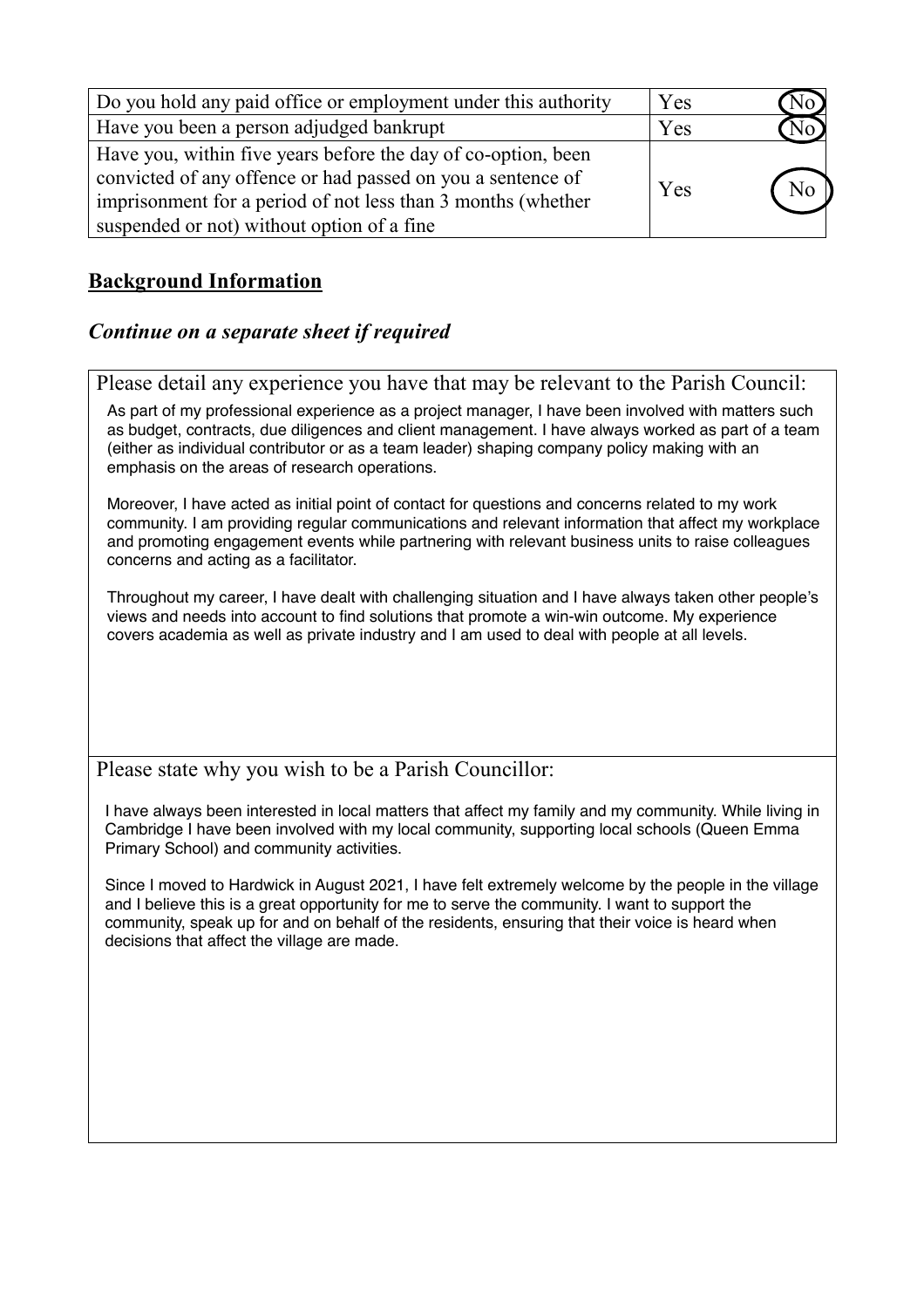| Question | Yes | No |
|---|---|---|
| Do you hold any paid office or employment under this authority | Yes | (No) |
| Have you been a person adjudged bankrupt | Yes | (No) |
| Have you, within five years before the day of co-option, been convicted of any offence or had passed on you a sentence of imprisonment for a period of not less than 3 months (whether suspended or not) without option of a fine | Yes | (No) |

## Background Information

### *Continue on a separate sheet if required*

Please detail any experience you have that may be relevant to the Parish Council:

As part of my professional experience as a project manager, I have been involved with matters such as budget, contracts, due diligences and client management. I have always worked as part of a team (either as individual contributor or as a team leader) shaping company policy making with an emphasis on the areas of research operations.

Moreover, I have acted as initial point of contact for questions and concerns related to my work community. I am providing regular communications and relevant information that affect my workplace and promoting engagement events while partnering with relevant business units to raise colleagues concerns and acting as a facilitator.

Throughout my career, I have dealt with challenging situation and I have always taken other people's views and needs into account to find solutions that promote a win-win outcome. My experience covers academia as well as private industry and I am used to deal with people at all levels.

Please state why you wish to be a Parish Councillor:

I have always been interested in local matters that affect my family and my community. While living in Cambridge I have been involved with my local community, supporting local schools (Queen Emma Primary School) and community activities.

Since I moved to Hardwick in August 2021, I have felt extremely welcome by the people in the village and I believe this is a great opportunity for me to serve the community. I want to support the community, speak up for and on behalf of the residents, ensuring that their voice is heard when decisions that affect the village are made.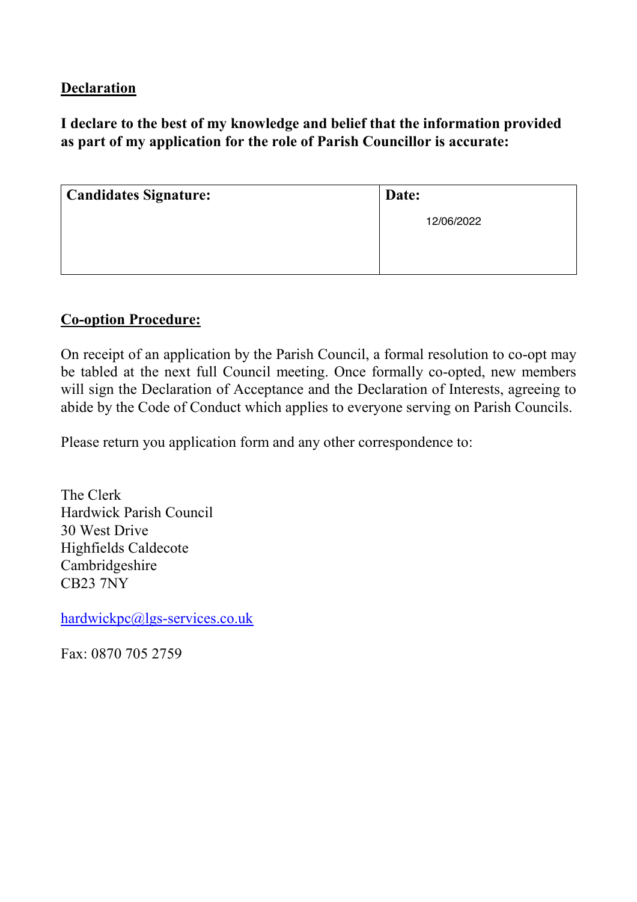**Declaration**

**I declare to the best of my knowledge and belief that the information provided as part of my application for the role of Parish Councillor is accurate:**

| **Candidates Signature:** | **Date:** |
| --- | --- |
| | 12/06/2022 |

**Co-option Procedure:**

On receipt of an application by the Parish Council, a formal resolution to co-opt may be tabled at the next full Council meeting. Once formally co-opted, new members will sign the Declaration of Acceptance and the Declaration of Interests, agreeing to abide by the Code of Conduct which applies to everyone serving on Parish Councils.

Please return you application form and any other correspondence to:

The Clerk
Hardwick Parish Council
30 West Drive
Highfields Caldecote
Cambridgeshire
CB23 7NY

hardwickpc@lgs-services.co.uk

Fax: 0870 705 2759